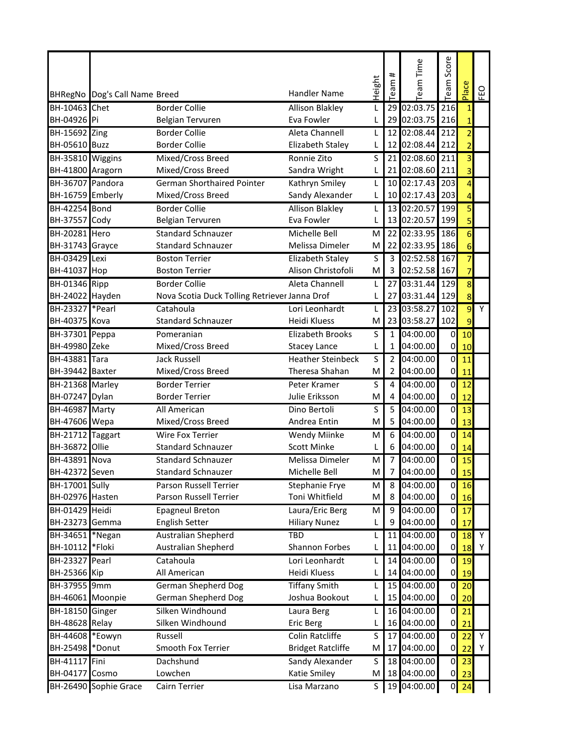| BHRegNo | Dog's Call Name | Breed | Handler Name | Height | Team # | Team Time | Team Score | Place | FEO |
|---|---|---|---|---|---|---|---|---|---|
| BH-10463 | Chet | Border Collie | Allison Blakley | L | 29 | 02:03.75 | 216 | 1 | |
| BH-04926 | Pi | Belgian Tervuren | Eva Fowler | L | 29 | 02:03.75 | 216 | 1 | |
| BH-15692 | Zing | Border Collie | Aleta Channell | L | 12 | 02:08.44 | 212 | 2 | |
| BH-05610 | Buzz | Border Collie | Elizabeth Staley | L | 12 | 02:08.44 | 212 | 2 | |
| BH-35810 | Wiggins | Mixed/Cross Breed | Ronnie Zito | S | 21 | 02:08.60 | 211 | 3 | |
| BH-41800 | Aragorn | Mixed/Cross Breed | Sandra Wright | L | 21 | 02:08.60 | 211 | 3 | |
| BH-36707 | Pandora | German Shorthaired Pointer | Kathryn Smiley | L | 10 | 02:17.43 | 203 | 4 | |
| BH-16759 | Emberly | Mixed/Cross Breed | Sandy Alexander | L | 10 | 02:17.43 | 203 | 4 | |
| BH-42254 | Bond | Border Collie | Allison Blakley | L | 13 | 02:20.57 | 199 | 5 | |
| BH-37557 | Cody | Belgian Tervuren | Eva Fowler | L | 13 | 02:20.57 | 199 | 5 | |
| BH-20281 | Hero | Standard Schnauzer | Michelle Bell | M | 22 | 02:33.95 | 186 | 6 | |
| BH-31743 | Grayce | Standard Schnauzer | Melissa Dimeler | M | 22 | 02:33.95 | 186 | 6 | |
| BH-03429 | Lexi | Boston Terrier | Elizabeth Staley | S | 3 | 02:52.58 | 167 | 7 | |
| BH-41037 | Hop | Boston Terrier | Alison Christofoli | M | 3 | 02:52.58 | 167 | 7 | |
| BH-01346 | Ripp | Border Collie | Aleta Channell | L | 27 | 03:31.44 | 129 | 8 | |
| BH-24022 | Hayden | Nova Scotia Duck Tolling Retriever | Janna Drof | L | 27 | 03:31.44 | 129 | 8 | |
| BH-23327 | *Pearl | Catahoula | Lori Leonhardt | L | 23 | 03:58.27 | 102 | 9 | Y |
| BH-40375 | Kova | Standard Schnauzer | Heidi Kluess | M | 23 | 03:58.27 | 102 | 9 | |
| BH-37301 | Peppa | Pomeranian | Elizabeth Brooks | S | 1 | 04:00.00 | 0 | 10 | |
| BH-49980 | Zeke | Mixed/Cross Breed | Stacey Lance | L | 1 | 04:00.00 | 0 | 10 | |
| BH-43881 | Tara | Jack Russell | Heather Steinbeck | S | 2 | 04:00.00 | 0 | 11 | |
| BH-39442 | Baxter | Mixed/Cross Breed | Theresa Shahan | M | 2 | 04:00.00 | 0 | 11 | |
| BH-21368 | Marley | Border Terrier | Peter Kramer | S | 4 | 04:00.00 | 0 | 12 | |
| BH-07247 | Dylan | Border Terrier | Julie Eriksson | M | 4 | 04:00.00 | 0 | 12 | |
| BH-46987 | Marty | All American | Dino Bertoli | S | 5 | 04:00.00 | 0 | 13 | |
| BH-47606 | Wepa | Mixed/Cross Breed | Andrea Entin | M | 5 | 04:00.00 | 0 | 13 | |
| BH-21712 | Taggart | Wire Fox Terrier | Wendy Miinke | M | 6 | 04:00.00 | 0 | 14 | |
| BH-36872 | Ollie | Standard Schnauzer | Scott Minke | L | 6 | 04:00.00 | 0 | 14 | |
| BH-43891 | Nova | Standard Schnauzer | Melissa Dimeler | M | 7 | 04:00.00 | 0 | 15 | |
| BH-42372 | Seven | Standard Schnauzer | Michelle Bell | M | 7 | 04:00.00 | 0 | 15 | |
| BH-17001 | Sully | Parson Russell Terrier | Stephanie Frye | M | 8 | 04:00.00 | 0 | 16 | |
| BH-02976 | Hasten | Parson Russell Terrier | Toni Whitfield | M | 8 | 04:00.00 | 0 | 16 | |
| BH-01429 | Heidi | Epagneul Breton | Laura/Eric Berg | M | 9 | 04:00.00 | 0 | 17 | |
| BH-23273 | Gemma | English Setter | Hiliary Nunez | L | 9 | 04:00.00 | 0 | 17 | |
| BH-34651 | *Negan | Australian Shepherd | TBD | L | 11 | 04:00.00 | 0 | 18 | Y |
| BH-10112 | *Floki | Australian Shepherd | Shannon Forbes | L | 11 | 04:00.00 | 0 | 18 | Y |
| BH-23327 | Pearl | Catahoula | Lori Leonhardt | L | 14 | 04:00.00 | 0 | 19 | |
| BH-25366 | Kip | All American | Heidi Kluess | L | 14 | 04:00.00 | 0 | 19 | |
| BH-37955 | 9mm | German Shepherd Dog | Tiffany Smith | L | 15 | 04:00.00 | 0 | 20 | |
| BH-46061 | Moonpie | German Shepherd Dog | Joshua Bookout | L | 15 | 04:00.00 | 0 | 20 | |
| BH-18150 | Ginger | Silken Windhound | Laura Berg | L | 16 | 04:00.00 | 0 | 21 | |
| BH-48628 | Relay | Silken Windhound | Eric Berg | L | 16 | 04:00.00 | 0 | 21 | |
| BH-44608 | *Eowyn | Russell | Colin Ratcliffe | S | 17 | 04:00.00 | 0 | 22 | Y |
| BH-25498 | *Donut | Smooth Fox Terrier | Bridget Ratcliffe | M | 17 | 04:00.00 | 0 | 22 | Y |
| BH-41117 | Fini | Dachshund | Sandy Alexander | S | 18 | 04:00.00 | 0 | 23 | |
| BH-04177 | Cosmo | Lowchen | Katie Smiley | M | 18 | 04:00.00 | 0 | 23 | |
| BH-26490 | Sophie Grace | Cairn Terrier | Lisa Marzano | S | 19 | 04:00.00 | 0 | 24 | |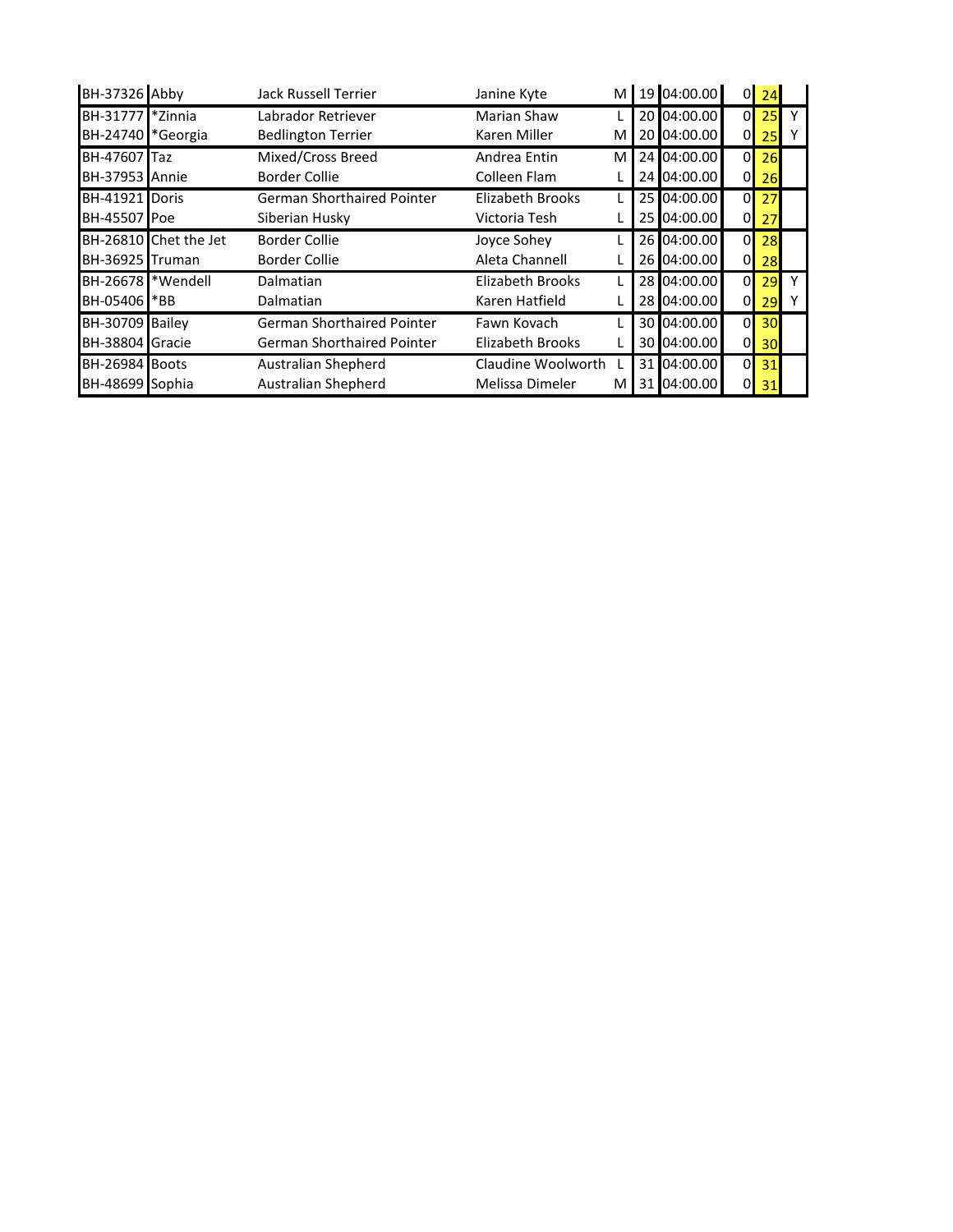| | | | | | | | | | |
|---|---|---|---|---|---|---|---|---|---|
| BH-37326 | Abby | Jack Russell Terrier | Janine Kyte | M | 19 | 04:00.00 | 0 | 24 | |
| BH-31777 | *Zinnia | Labrador Retriever | Marian Shaw | L | 20 | 04:00.00 | 0 | 25 | Y |
| BH-24740 | *Georgia | Bedlington Terrier | Karen Miller | M | 20 | 04:00.00 | 0 | 25 | Y |
| BH-47607 | Taz | Mixed/Cross Breed | Andrea Entin | M | 24 | 04:00.00 | 0 | 26 | |
| BH-37953 | Annie | Border Collie | Colleen Flam | L | 24 | 04:00.00 | 0 | 26 | |
| BH-41921 | Doris | German Shorthaired Pointer | Elizabeth Brooks | L | 25 | 04:00.00 | 0 | 27 | |
| BH-45507 | Poe | Siberian Husky | Victoria Tesh | L | 25 | 04:00.00 | 0 | 27 | |
| BH-26810 | Chet the Jet | Border Collie | Joyce Sohey | L | 26 | 04:00.00 | 0 | 28 | |
| BH-36925 | Truman | Border Collie | Aleta Channell | L | 26 | 04:00.00 | 0 | 28 | |
| BH-26678 | *Wendell | Dalmatian | Elizabeth Brooks | L | 28 | 04:00.00 | 0 | 29 | Y |
| BH-05406 | *BB | Dalmatian | Karen Hatfield | L | 28 | 04:00.00 | 0 | 29 | Y |
| BH-30709 | Bailey | German Shorthaired Pointer | Fawn Kovach | L | 30 | 04:00.00 | 0 | 30 | |
| BH-38804 | Gracie | German Shorthaired Pointer | Elizabeth Brooks | L | 30 | 04:00.00 | 0 | 30 | |
| BH-26984 | Boots | Australian Shepherd | Claudine Woolworth | L | 31 | 04:00.00 | 0 | 31 | |
| BH-48699 | Sophia | Australian Shepherd | Melissa Dimeler | M | 31 | 04:00.00 | 0 | 31 | |